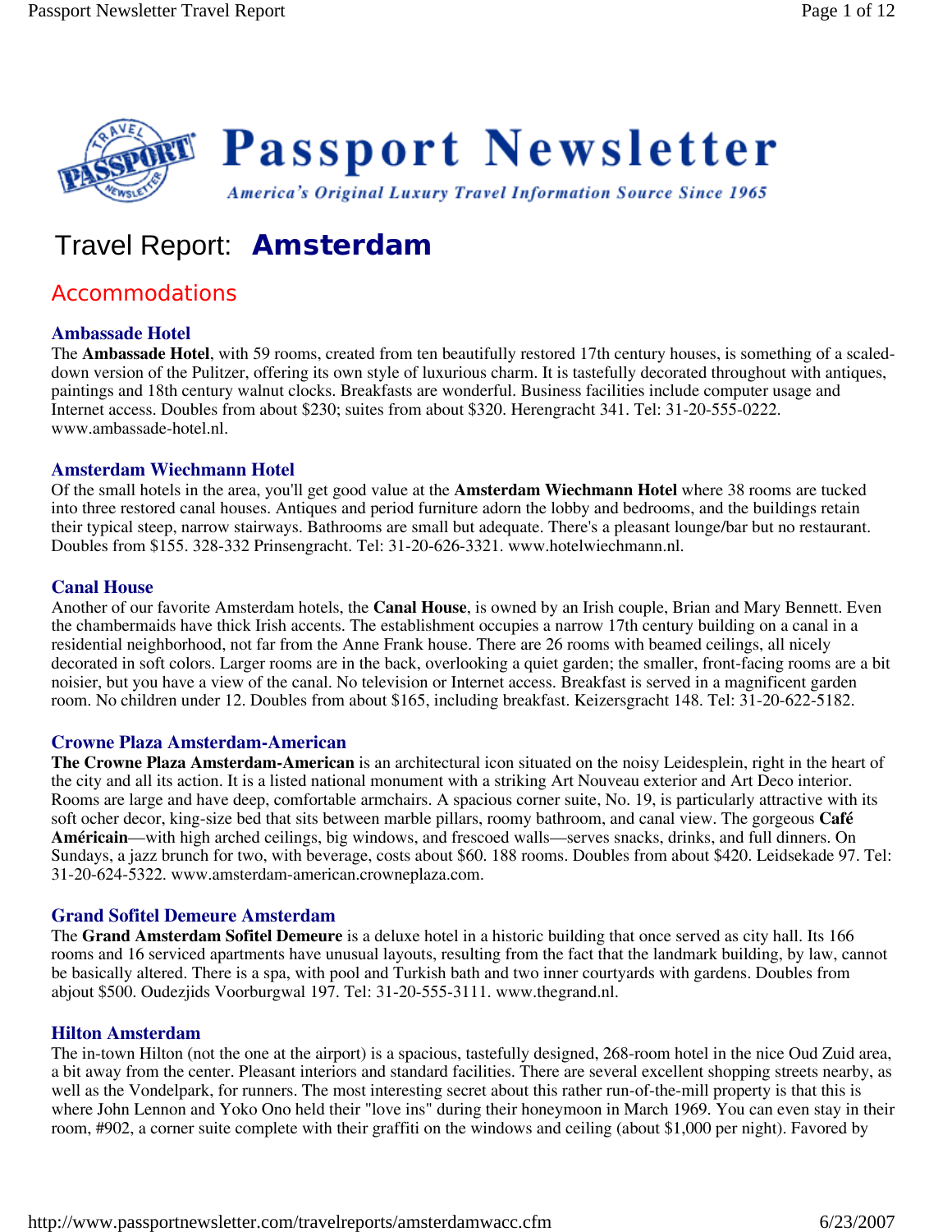# Passport Newsletter

*America's Original Luxury Travel Information Source Since 1965*

# Travel Report: **Amsterdam**

## Accommodations

### Ambassade Hotel

The **Ambassade Hotel**, with 59 rooms, created from ten beautifully restored 17th century houses, is something of a scaled-down version of the Pulitzer, offering its own style of luxurious charm. It is tastefully decorated throughout with antiques, paintings and 18th century walnut clocks. Breakfasts are wonderful. Business facilities include computer usage and Internet access. Doubles from about $230; suites from about $320. Herengracht 341. Tel: 31-20-555-0222. www.ambassade-hotel.nl.

### Amsterdam Wiechmann Hotel

Of the small hotels in the area, you'll get good value at the **Amsterdam Wiechmann Hotel** where 38 rooms are tucked into three restored canal houses. Antiques and period furniture adorn the lobby and bedrooms, and the buildings retain their typical steep, narrow stairways. Bathrooms are small but adequate. There's a pleasant lounge/bar but no restaurant. Doubles from $155. 328-332 Prinsengracht. Tel: 31-20-626-3321. www.hotelwiechmann.nl.

### Canal House

Another of our favorite Amsterdam hotels, the **Canal House**, is owned by an Irish couple, Brian and Mary Bennett. Even the chambermaids have thick Irish accents. The establishment occupies a narrow 17th century building on a canal in a residential neighborhood, not far from the Anne Frank house. There are 26 rooms with beamed ceilings, all nicely decorated in soft colors. Larger rooms are in the back, overlooking a quiet garden; the smaller, front-facing rooms are a bit noisier, but you have a view of the canal. No television or Internet access. Breakfast is served in a magnificent garden room. No children under 12. Doubles from about $165, including breakfast. Keizersgracht 148. Tel: 31-20-622-5182.

### Crowne Plaza Amsterdam-American

**The Crowne Plaza Amsterdam-American** is an architectural icon situated on the noisy Leidesplein, right in the heart of the city and all its action. It is a listed national monument with a striking Art Nouveau exterior and Art Deco interior. Rooms are large and have deep, comfortable armchairs. A spacious corner suite, No. 19, is particularly attractive with its soft ocher decor, king-size bed that sits between marble pillars, roomy bathroom, and canal view. The gorgeous **Café Américain**—with high arched ceilings, big windows, and frescoed walls—serves snacks, drinks, and full dinners. On Sundays, a jazz brunch for two, with beverage, costs about $60. 188 rooms. Doubles from about $420. Leidsekade 97. Tel: 31-20-624-5322. www.amsterdam-american.crowneplaza.com.

### Grand Sofitel Demeure Amsterdam

The **Grand Amsterdam Sofitel Demeure** is a deluxe hotel in a historic building that once served as city hall. Its 166 rooms and 16 serviced apartments have unusual layouts, resulting from the fact that the landmark building, by law, cannot be basically altered. There is a spa, with pool and Turkish bath and two inner courtyards with gardens. Doubles from abjout $500. Oudezijds Voorburgwal 197. Tel: 31-20-555-3111. www.thegrand.nl.

### Hilton Amsterdam

The in-town Hilton (not the one at the airport) is a spacious, tastefully designed, 268-room hotel in the nice Oud Zuid area, a bit away from the center. Pleasant interiors and standard facilities. There are several excellent shopping streets nearby, as well as the Vondelpark, for runners. The most interesting secret about this rather run-of-the-mill property is that this is where John Lennon and Yoko Ono held their "love ins" during their honeymoon in March 1969. You can even stay in their room, #902, a corner suite complete with their graffiti on the windows and ceiling (about $1,000 per night). Favored by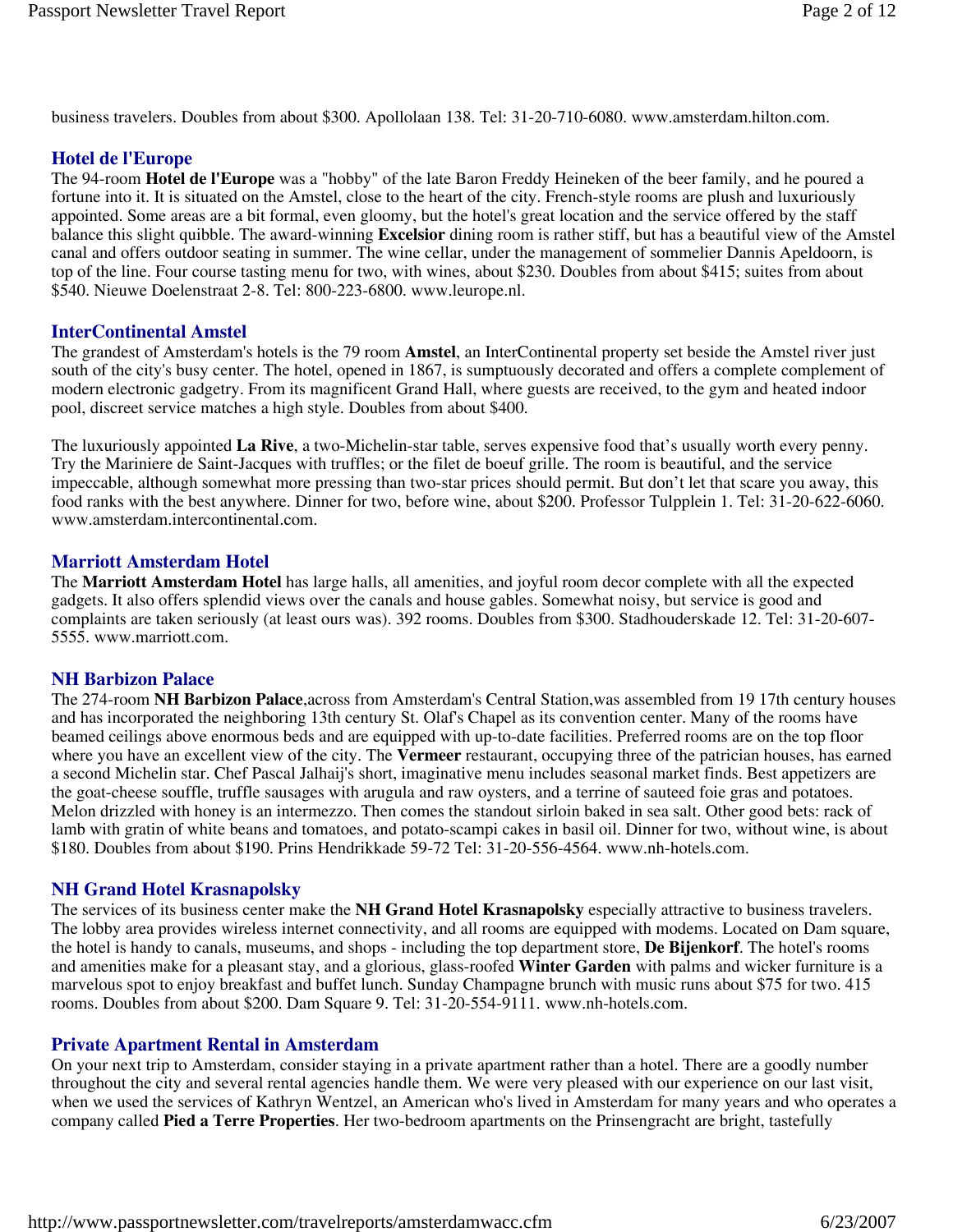business travelers. Doubles from about $300. Apollolaan 138. Tel: 31-20-710-6080. www.amsterdam.hilton.com.

### Hotel de l'Europe

The 94-room **Hotel de l'Europe** was a "hobby" of the late Baron Freddy Heineken of the beer family, and he poured a fortune into it. It is situated on the Amstel, close to the heart of the city. French-style rooms are plush and luxuriously appointed. Some areas are a bit formal, even gloomy, but the hotel's great location and the service offered by the staff balance this slight quibble. The award-winning **Excelsior** dining room is rather stiff, but has a beautiful view of the Amstel canal and offers outdoor seating in summer. The wine cellar, under the management of sommelier Dannis Apeldoorn, is top of the line. Four course tasting menu for two, with wines, about $230. Doubles from about $415; suites from about $540. Nieuwe Doelenstraat 2-8. Tel: 800-223-6800. www.leurope.nl.

### InterContinental Amstel

The grandest of Amsterdam's hotels is the 79 room **Amstel**, an InterContinental property set beside the Amstel river just south of the city's busy center. The hotel, opened in 1867, is sumptuously decorated and offers a complete complement of modern electronic gadgetry. From its magnificent Grand Hall, where guests are received, to the gym and heated indoor pool, discreet service matches a high style. Doubles from about $400.

The luxuriously appointed **La Rive**, a two-Michelin-star table, serves expensive food that's usually worth every penny. Try the Mariniere de Saint-Jacques with truffles; or the filet de boeuf grille. The room is beautiful, and the service impeccable, although somewhat more pressing than two-star prices should permit. But don't let that scare you away, this food ranks with the best anywhere. Dinner for two, before wine, about $200. Professor Tulpplein 1. Tel: 31-20-622-6060. www.amsterdam.intercontinental.com.

### Marriott Amsterdam Hotel

The **Marriott Amsterdam Hotel** has large halls, all amenities, and joyful room decor complete with all the expected gadgets. It also offers splendid views over the canals and house gables. Somewhat noisy, but service is good and complaints are taken seriously (at least ours was). 392 rooms. Doubles from $300. Stadhouderskade 12. Tel: 31-20-607-5555. www.marriott.com.

### NH Barbizon Palace

The 274-room **NH Barbizon Palace**,across from Amsterdam's Central Station,was assembled from 19 17th century houses and has incorporated the neighboring 13th century St. Olaf's Chapel as its convention center. Many of the rooms have beamed ceilings above enormous beds and are equipped with up-to-date facilities. Preferred rooms are on the top floor where you have an excellent view of the city. The **Vermeer** restaurant, occupying three of the patrician houses, has earned a second Michelin star. Chef Pascal Jalhaij's short, imaginative menu includes seasonal market finds. Best appetizers are the goat-cheese souffle, truffle sausages with arugula and raw oysters, and a terrine of sauteed foie gras and potatoes. Melon drizzled with honey is an intermezzo. Then comes the standout sirloin baked in sea salt. Other good bets: rack of lamb with gratin of white beans and tomatoes, and potato-scampi cakes in basil oil. Dinner for two, without wine, is about $180. Doubles from about $190. Prins Hendrikkade 59-72 Tel: 31-20-556-4564. www.nh-hotels.com.

### NH Grand Hotel Krasnapolsky

The services of its business center make the **NH Grand Hotel Krasnapolsky** especially attractive to business travelers. The lobby area provides wireless internet connectivity, and all rooms are equipped with modems. Located on Dam square, the hotel is handy to canals, museums, and shops - including the top department store, **De Bijenkorf**. The hotel's rooms and amenities make for a pleasant stay, and a glorious, glass-roofed **Winter Garden** with palms and wicker furniture is a marvelous spot to enjoy breakfast and buffet lunch. Sunday Champagne brunch with music runs about $75 for two. 415 rooms. Doubles from about $200. Dam Square 9. Tel: 31-20-554-9111. www.nh-hotels.com.

### Private Apartment Rental in Amsterdam

On your next trip to Amsterdam, consider staying in a private apartment rather than a hotel. There are a goodly number throughout the city and several rental agencies handle them. We were very pleased with our experience on our last visit, when we used the services of Kathryn Wentzel, an American who's lived in Amsterdam for many years and who operates a company called **Pied a Terre Properties**. Her two-bedroom apartments on the Prinsengracht are bright, tastefully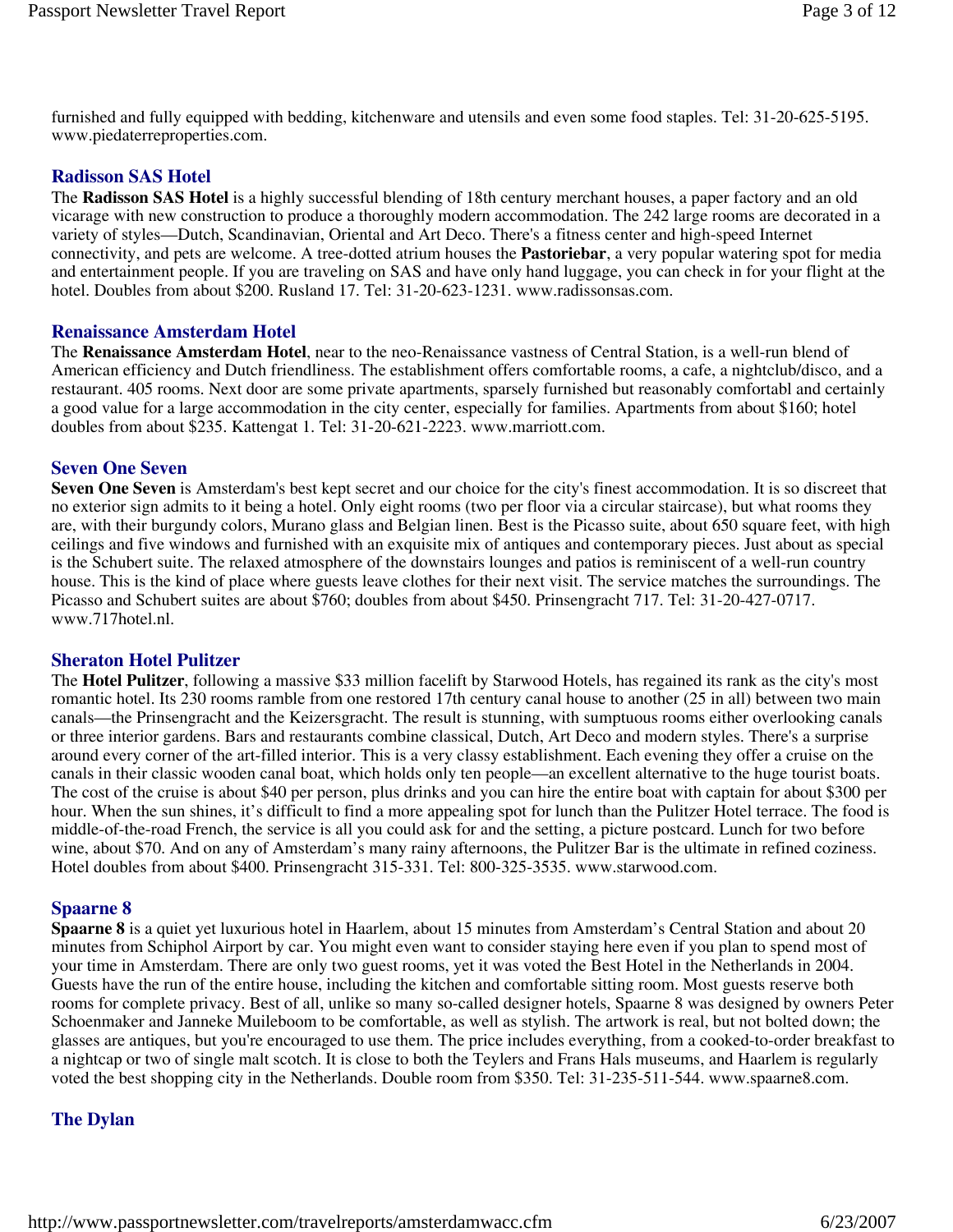furnished and fully equipped with bedding, kitchenware and utensils and even some food staples. Tel: 31-20-625-5195. www.piedaterreproperties.com.

### Radisson SAS Hotel

The **Radisson SAS Hotel** is a highly successful blending of 18th century merchant houses, a paper factory and an old vicarage with new construction to produce a thoroughly modern accommodation. The 242 large rooms are decorated in a variety of styles—Dutch, Scandinavian, Oriental and Art Deco. There's a fitness center and high-speed Internet connectivity, and pets are welcome. A tree-dotted atrium houses the **Pastoriebar**, a very popular watering spot for media and entertainment people. If you are traveling on SAS and have only hand luggage, you can check in for your flight at the hotel. Doubles from about $200. Rusland 17. Tel: 31-20-623-1231. www.radissonsas.com.

### Renaissance Amsterdam Hotel

The **Renaissance Amsterdam Hotel**, near to the neo-Renaissance vastness of Central Station, is a well-run blend of American efficiency and Dutch friendliness. The establishment offers comfortable rooms, a cafe, a nightclub/disco, and a restaurant. 405 rooms. Next door are some private apartments, sparsely furnished but reasonably comfortabl and certainly a good value for a large accommodation in the city center, especially for families. Apartments from about $160; hotel doubles from about $235. Kattengat 1. Tel: 31-20-621-2223. www.marriott.com.

### Seven One Seven

**Seven One Seven** is Amsterdam's best kept secret and our choice for the city's finest accommodation. It is so discreet that no exterior sign admits to it being a hotel. Only eight rooms (two per floor via a circular staircase), but what rooms they are, with their burgundy colors, Murano glass and Belgian linen. Best is the Picasso suite, about 650 square feet, with high ceilings and five windows and furnished with an exquisite mix of antiques and contemporary pieces. Just about as special is the Schubert suite. The relaxed atmosphere of the downstairs lounges and patios is reminiscent of a well-run country house. This is the kind of place where guests leave clothes for their next visit. The service matches the surroundings. The Picasso and Schubert suites are about $760; doubles from about $450. Prinsengracht 717. Tel: 31-20-427-0717. www.717hotel.nl.

### Sheraton Hotel Pulitzer

The **Hotel Pulitzer**, following a massive $33 million facelift by Starwood Hotels, has regained its rank as the city's most romantic hotel. Its 230 rooms ramble from one restored 17th century canal house to another (25 in all) between two main canals—the Prinsengracht and the Keizersgracht. The result is stunning, with sumptuous rooms either overlooking canals or three interior gardens. Bars and restaurants combine classical, Dutch, Art Deco and modern styles. There's a surprise around every corner of the art-filled interior. This is a very classy establishment. Each evening they offer a cruise on the canals in their classic wooden canal boat, which holds only ten people—an excellent alternative to the huge tourist boats. The cost of the cruise is about $40 per person, plus drinks and you can hire the entire boat with captain for about $300 per hour. When the sun shines, it's difficult to find a more appealing spot for lunch than the Pulitzer Hotel terrace. The food is middle-of-the-road French, the service is all you could ask for and the setting, a picture postcard. Lunch for two before wine, about $70. And on any of Amsterdam's many rainy afternoons, the Pulitzer Bar is the ultimate in refined coziness. Hotel doubles from about $400. Prinsengracht 315-331. Tel: 800-325-3535. www.starwood.com.

### Spaarne 8

**Spaarne 8** is a quiet yet luxurious hotel in Haarlem, about 15 minutes from Amsterdam's Central Station and about 20 minutes from Schiphol Airport by car. You might even want to consider staying here even if you plan to spend most of your time in Amsterdam. There are only two guest rooms, yet it was voted the Best Hotel in the Netherlands in 2004. Guests have the run of the entire house, including the kitchen and comfortable sitting room. Most guests reserve both rooms for complete privacy. Best of all, unlike so many so-called designer hotels, Spaarne 8 was designed by owners Peter Schoenmaker and Janneke Muileboom to be comfortable, as well as stylish. The artwork is real, but not bolted down; the glasses are antiques, but you're encouraged to use them. The price includes everything, from a cooked-to-order breakfast to a nightcap or two of single malt scotch. It is close to both the Teylers and Frans Hals museums, and Haarlem is regularly voted the best shopping city in the Netherlands. Double room from $350. Tel: 31-235-511-544. www.spaarne8.com.

### The Dylan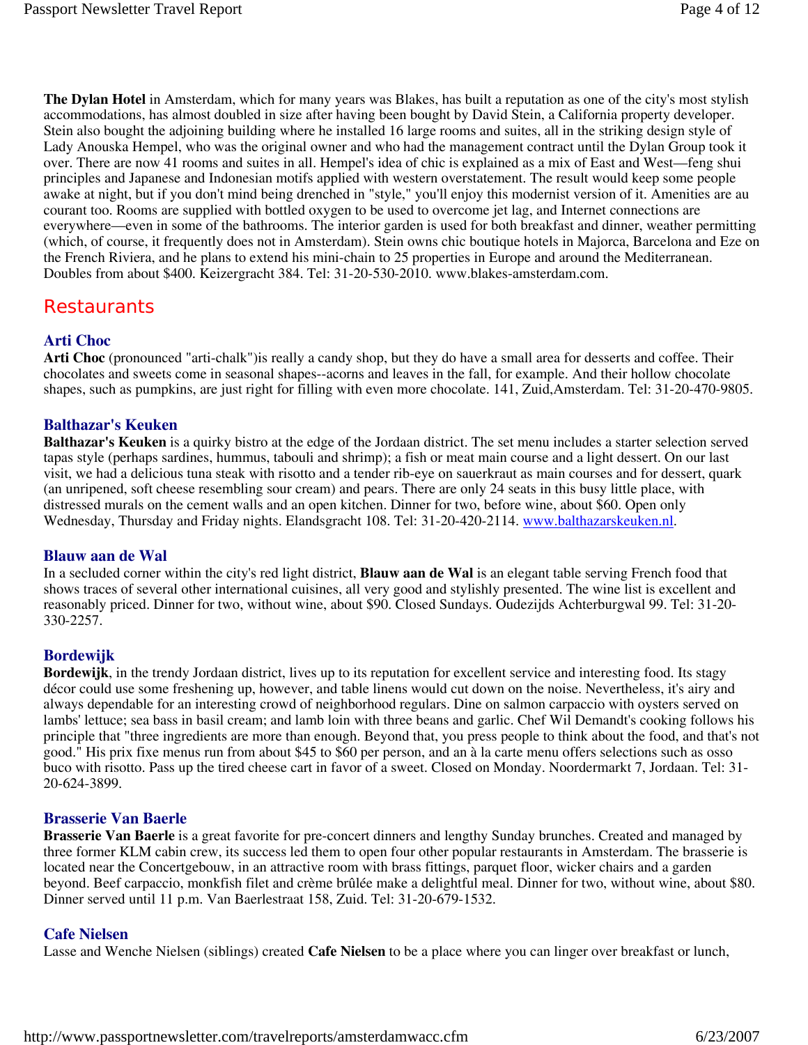**The Dylan Hotel** in Amsterdam, which for many years was Blakes, has built a reputation as one of the city's most stylish accommodations, has almost doubled in size after having been bought by David Stein, a California property developer. Stein also bought the adjoining building where he installed 16 large rooms and suites, all in the striking design style of Lady Anouska Hempel, who was the original owner and who had the management contract until the Dylan Group took it over. There are now 41 rooms and suites in all. Hempel's idea of chic is explained as a mix of East and West—feng shui principles and Japanese and Indonesian motifs applied with western overstatement. The result would keep some people awake at night, but if you don't mind being drenched in "style," you'll enjoy this modernist version of it. Amenities are au courant too. Rooms are supplied with bottled oxygen to be used to overcome jet lag, and Internet connections are everywhere—even in some of the bathrooms. The interior garden is used for both breakfast and dinner, weather permitting (which, of course, it frequently does not in Amsterdam). Stein owns chic boutique hotels in Majorca, Barcelona and Eze on the French Riviera, and he plans to extend his mini-chain to 25 properties in Europe and around the Mediterranean. Doubles from about $400. Keizergracht 384. Tel: 31-20-530-2010. www.blakes-amsterdam.com.

## Restaurants

### Arti Choc

**Arti Choc** (pronounced "arti-chalk")is really a candy shop, but they do have a small area for desserts and coffee. Their chocolates and sweets come in seasonal shapes--acorns and leaves in the fall, for example. And their hollow chocolate shapes, such as pumpkins, are just right for filling with even more chocolate. 141, Zuid,Amsterdam. Tel: 31-20-470-9805.

### Balthazar's Keuken

**Balthazar's Keuken** is a quirky bistro at the edge of the Jordaan district. The set menu includes a starter selection served tapas style (perhaps sardines, hummus, tabouli and shrimp); a fish or meat main course and a light dessert. On our last visit, we had a delicious tuna steak with risotto and a tender rib-eye on sauerkraut as main courses and for dessert, quark (an unripened, soft cheese resembling sour cream) and pears. There are only 24 seats in this busy little place, with distressed murals on the cement walls and an open kitchen. Dinner for two, before wine, about $60. Open only Wednesday, Thursday and Friday nights. Elandsgracht 108. Tel: 31-20-420-2114. www.balthazarskeuken.nl.

### Blauw aan de Wal

In a secluded corner within the city's red light district, **Blauw aan de Wal** is an elegant table serving French food that shows traces of several other international cuisines, all very good and stylishly presented. The wine list is excellent and reasonably priced. Dinner for two, without wine, about $90. Closed Sundays. Oudezijds Achterburgwal 99. Tel: 31-20-330-2257.

### Bordewijk

**Bordewijk**, in the trendy Jordaan district, lives up to its reputation for excellent service and interesting food. Its stagy décor could use some freshening up, however, and table linens would cut down on the noise. Nevertheless, it's airy and always dependable for an interesting crowd of neighborhood regulars. Dine on salmon carpaccio with oysters served on lambs' lettuce; sea bass in basil cream; and lamb loin with three beans and garlic. Chef Wil Demandt's cooking follows his principle that "three ingredients are more than enough. Beyond that, you press people to think about the food, and that's not good." His prix fixe menus run from about $45 to $60 per person, and an à la carte menu offers selections such as osso buco with risotto. Pass up the tired cheese cart in favor of a sweet. Closed on Monday. Noordermarkt 7, Jordaan. Tel: 31-20-624-3899.

### Brasserie Van Baerle

**Brasserie Van Baerle** is a great favorite for pre-concert dinners and lengthy Sunday brunches. Created and managed by three former KLM cabin crew, its success led them to open four other popular restaurants in Amsterdam. The brasserie is located near the Concertgebouw, in an attractive room with brass fittings, parquet floor, wicker chairs and a garden beyond. Beef carpaccio, monkfish filet and crème brûlée make a delightful meal. Dinner for two, without wine, about $80. Dinner served until 11 p.m. Van Baerlestraat 158, Zuid. Tel: 31-20-679-1532.

### Cafe Nielsen

Lasse and Wenche Nielsen (siblings) created **Cafe Nielsen** to be a place where you can linger over breakfast or lunch,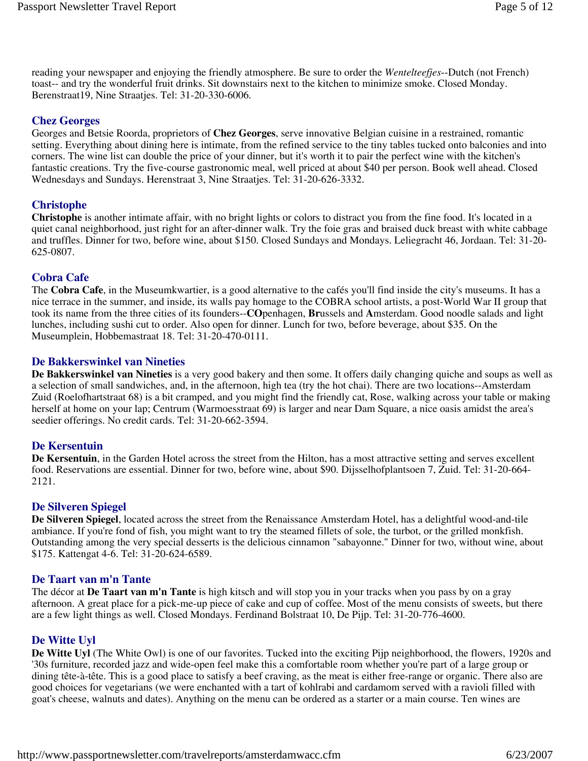reading your newspaper and enjoying the friendly atmosphere. Be sure to order the *Wentelteefjes*--Dutch (not French) toast-- and try the wonderful fruit drinks. Sit downstairs next to the kitchen to minimize smoke. Closed Monday. Berenstraat19, Nine Straatjes. Tel: 31-20-330-6006.

### Chez Georges

Georges and Betsie Roorda, proprietors of **Chez Georges**, serve innovative Belgian cuisine in a restrained, romantic setting. Everything about dining here is intimate, from the refined service to the tiny tables tucked onto balconies and into corners. The wine list can double the price of your dinner, but it's worth it to pair the perfect wine with the kitchen's fantastic creations. Try the five-course gastronomic meal, well priced at about $40 per person. Book well ahead. Closed Wednesdays and Sundays. Herenstraat 3, Nine Straatjes. Tel: 31-20-626-3332.

### Christophe

**Christophe** is another intimate affair, with no bright lights or colors to distract you from the fine food. It's located in a quiet canal neighborhood, just right for an after-dinner walk. Try the foie gras and braised duck breast with white cabbage and truffles. Dinner for two, before wine, about $150. Closed Sundays and Mondays. Leliegracht 46, Jordaan. Tel: 31-20-625-0807.

### Cobra Cafe

The **Cobra Cafe**, in the Museumkwartier, is a good alternative to the cafés you'll find inside the city's museums. It has a nice terrace in the summer, and inside, its walls pay homage to the COBRA school artists, a post-World War II group that took its name from the three cities of its founders--**CO**penhagen, **Br**ussels and **A**msterdam. Good noodle salads and light lunches, including sushi cut to order. Also open for dinner. Lunch for two, before beverage, about $35. On the Museumplein, Hobbemastraat 18. Tel: 31-20-470-0111.

### De Bakkerswinkel van Nineties

**De Bakkerswinkel van Nineties** is a very good bakery and then some. It offers daily changing quiche and soups as well as a selection of small sandwiches, and, in the afternoon, high tea (try the hot chai). There are two locations--Amsterdam Zuid (Roelofhartstraat 68) is a bit cramped, and you might find the friendly cat, Rose, walking across your table or making herself at home on your lap; Centrum (Warmoesstraat 69) is larger and near Dam Square, a nice oasis amidst the area's seedier offerings. No credit cards. Tel: 31-20-662-3594.

### De Kersentuin

**De Kersentuin**, in the Garden Hotel across the street from the Hilton, has a most attractive setting and serves excellent food. Reservations are essential. Dinner for two, before wine, about $90. Dijsselhofplantsoen 7, Zuid. Tel: 31-20-664-2121.

### De Silveren Spiegel

**De Silveren Spiegel**, located across the street from the Renaissance Amsterdam Hotel, has a delightful wood-and-tile ambiance. If you're fond of fish, you might want to try the steamed fillets of sole, the turbot, or the grilled monkfish. Outstanding among the very special desserts is the delicious cinnamon "sabayonne." Dinner for two, without wine, about $175. Kattengat 4-6. Tel: 31-20-624-6589.

### De Taart van m'n Tante

The décor at **De Taart van m'n Tante** is high kitsch and will stop you in your tracks when you pass by on a gray afternoon. A great place for a pick-me-up piece of cake and cup of coffee. Most of the menu consists of sweets, but there are a few light things as well. Closed Mondays. Ferdinand Bolstraat 10, De Pijp. Tel: 31-20-776-4600.

### De Witte Uyl

**De Witte Uyl** (The White Owl) is one of our favorites. Tucked into the exciting Pijp neighborhood, the flowers, 1920s and '30s furniture, recorded jazz and wide-open feel make this a comfortable room whether you're part of a large group or dining tête-à-tête. This is a good place to satisfy a beef craving, as the meat is either free-range or organic. There also are good choices for vegetarians (we were enchanted with a tart of kohlrabi and cardamom served with a ravioli filled with goat's cheese, walnuts and dates). Anything on the menu can be ordered as a starter or a main course. Ten wines are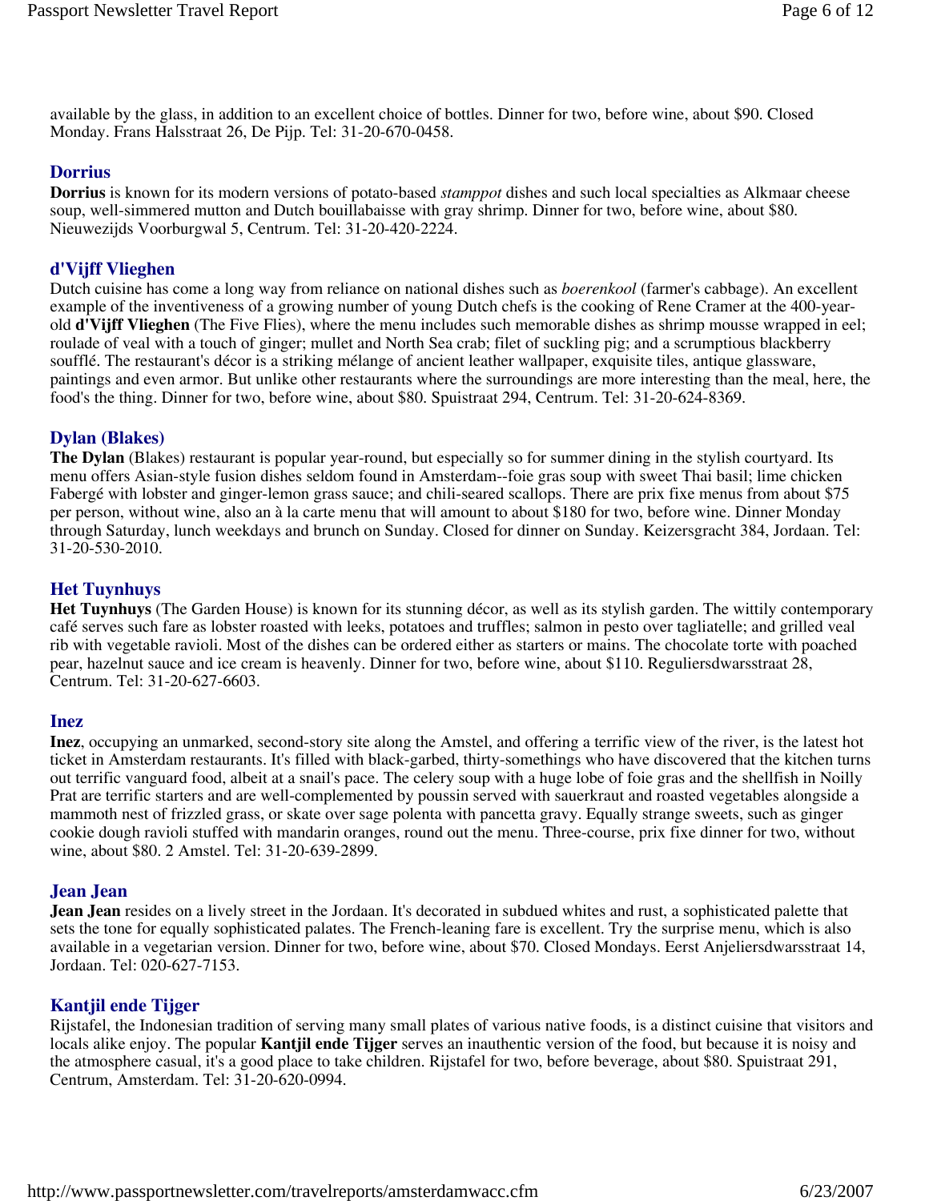available by the glass, in addition to an excellent choice of bottles. Dinner for two, before wine, about $90. Closed Monday. Frans Halsstraat 26, De Pijp. Tel: 31-20-670-0458.

### Dorrius

**Dorrius** is known for its modern versions of potato-based *stamppot* dishes and such local specialties as Alkmaar cheese soup, well-simmered mutton and Dutch bouillabaisse with gray shrimp. Dinner for two, before wine, about $80. Nieuwezijds Voorburgwal 5, Centrum. Tel: 31-20-420-2224.

### d'Vijff Vlieghen

Dutch cuisine has come a long way from reliance on national dishes such as *boerenkool* (farmer's cabbage). An excellent example of the inventiveness of a growing number of young Dutch chefs is the cooking of Rene Cramer at the 400-year-old **d'Vijff Vlieghen** (The Five Flies), where the menu includes such memorable dishes as shrimp mousse wrapped in eel; roulade of veal with a touch of ginger; mullet and North Sea crab; filet of suckling pig; and a scrumptious blackberry soufflé. The restaurant's décor is a striking mélange of ancient leather wallpaper, exquisite tiles, antique glassware, paintings and even armor. But unlike other restaurants where the surroundings are more interesting than the meal, here, the food's the thing. Dinner for two, before wine, about $80. Spuistraat 294, Centrum. Tel: 31-20-624-8369.

### Dylan (Blakes)

**The Dylan** (Blakes) restaurant is popular year-round, but especially so for summer dining in the stylish courtyard. Its menu offers Asian-style fusion dishes seldom found in Amsterdam--foie gras soup with sweet Thai basil; lime chicken Fabergé with lobster and ginger-lemon grass sauce; and chili-seared scallops. There are prix fixe menus from about $75 per person, without wine, also an à la carte menu that will amount to about $180 for two, before wine. Dinner Monday through Saturday, lunch weekdays and brunch on Sunday. Closed for dinner on Sunday. Keizersgracht 384, Jordaan. Tel: 31-20-530-2010.

### Het Tuynhuys

**Het Tuynhuys** (The Garden House) is known for its stunning décor, as well as its stylish garden. The wittily contemporary café serves such fare as lobster roasted with leeks, potatoes and truffles; salmon in pesto over tagliatelle; and grilled veal rib with vegetable ravioli. Most of the dishes can be ordered either as starters or mains. The chocolate torte with poached pear, hazelnut sauce and ice cream is heavenly. Dinner for two, before wine, about $110. Reguliersdwarsstraat 28, Centrum. Tel: 31-20-627-6603.

### Inez

**Inez**, occupying an unmarked, second-story site along the Amstel, and offering a terrific view of the river, is the latest hot ticket in Amsterdam restaurants. It's filled with black-garbed, thirty-somethings who have discovered that the kitchen turns out terrific vanguard food, albeit at a snail's pace. The celery soup with a huge lobe of foie gras and the shellfish in Noilly Prat are terrific starters and are well-complemented by poussin served with sauerkraut and roasted vegetables alongside a mammoth nest of frizzled grass, or skate over sage polenta with pancetta gravy. Equally strange sweets, such as ginger cookie dough ravioli stuffed with mandarin oranges, round out the menu. Three-course, prix fixe dinner for two, without wine, about $80. 2 Amstel. Tel: 31-20-639-2899.

### Jean Jean

**Jean Jean** resides on a lively street in the Jordaan. It's decorated in subdued whites and rust, a sophisticated palette that sets the tone for equally sophisticated palates. The French-leaning fare is excellent. Try the surprise menu, which is also available in a vegetarian version. Dinner for two, before wine, about $70. Closed Mondays. Eerst Anjeliersdwarsstraat 14, Jordaan. Tel: 020-627-7153.

### Kantjil ende Tijger

Rijstafel, the Indonesian tradition of serving many small plates of various native foods, is a distinct cuisine that visitors and locals alike enjoy. The popular **Kantjil ende Tijger** serves an inauthentic version of the food, but because it is noisy and the atmosphere casual, it's a good place to take children. Rijstafel for two, before beverage, about $80. Spuistraat 291, Centrum, Amsterdam. Tel: 31-20-620-0994.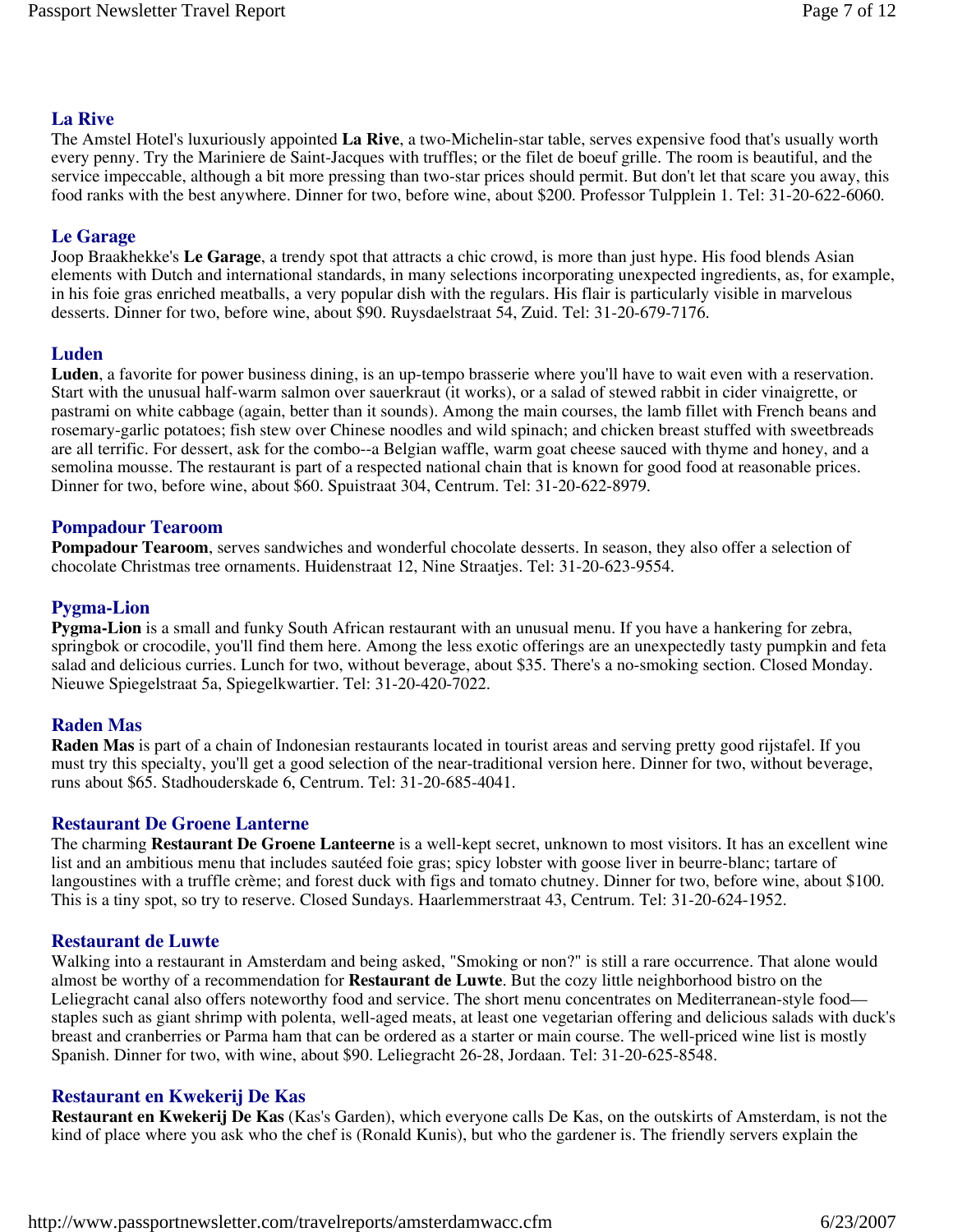### La Rive

The Amstel Hotel's luxuriously appointed **La Rive**, a two-Michelin-star table, serves expensive food that's usually worth every penny. Try the Mariniere de Saint-Jacques with truffles; or the filet de boeuf grille. The room is beautiful, and the service impeccable, although a bit more pressing than two-star prices should permit. But don't let that scare you away, this food ranks with the best anywhere. Dinner for two, before wine, about $200. Professor Tulpplein 1. Tel: 31-20-622-6060.

### Le Garage

Joop Braakhekke's **Le Garage**, a trendy spot that attracts a chic crowd, is more than just hype. His food blends Asian elements with Dutch and international standards, in many selections incorporating unexpected ingredients, as, for example, in his foie gras enriched meatballs, a very popular dish with the regulars. His flair is particularly visible in marvelous desserts. Dinner for two, before wine, about $90. Ruysdaelstraat 54, Zuid. Tel: 31-20-679-7176.

### Luden

**Luden**, a favorite for power business dining, is an up-tempo brasserie where you'll have to wait even with a reservation. Start with the unusual half-warm salmon over sauerkraut (it works), or a salad of stewed rabbit in cider vinaigrette, or pastrami on white cabbage (again, better than it sounds). Among the main courses, the lamb fillet with French beans and rosemary-garlic potatoes; fish stew over Chinese noodles and wild spinach; and chicken breast stuffed with sweetbreads are all terrific. For dessert, ask for the combo--a Belgian waffle, warm goat cheese sauced with thyme and honey, and a semolina mousse. The restaurant is part of a respected national chain that is known for good food at reasonable prices. Dinner for two, before wine, about $60. Spuistraat 304, Centrum. Tel: 31-20-622-8979.

### Pompadour Tearoom

**Pompadour Tearoom**, serves sandwiches and wonderful chocolate desserts. In season, they also offer a selection of chocolate Christmas tree ornaments. Huidenstraat 12, Nine Straatjes. Tel: 31-20-623-9554.

### Pygma-Lion

**Pygma-Lion** is a small and funky South African restaurant with an unusual menu. If you have a hankering for zebra, springbok or crocodile, you'll find them here. Among the less exotic offerings are an unexpectedly tasty pumpkin and feta salad and delicious curries. Lunch for two, without beverage, about $35. There's a no-smoking section. Closed Monday. Nieuwe Spiegelstraat 5a, Spiegelkwartier. Tel: 31-20-420-7022.

### Raden Mas

**Raden Mas** is part of a chain of Indonesian restaurants located in tourist areas and serving pretty good rijstafel. If you must try this specialty, you'll get a good selection of the near-traditional version here. Dinner for two, without beverage, runs about $65. Stadhouderskade 6, Centrum. Tel: 31-20-685-4041.

### Restaurant De Groene Lanterne

The charming **Restaurant De Groene Lanteerne** is a well-kept secret, unknown to most visitors. It has an excellent wine list and an ambitious menu that includes sautéed foie gras; spicy lobster with goose liver in beurre-blanc; tartare of langoustines with a truffle crème; and forest duck with figs and tomato chutney. Dinner for two, before wine, about $100. This is a tiny spot, so try to reserve. Closed Sundays. Haarlemmerstraat 43, Centrum. Tel: 31-20-624-1952.

### Restaurant de Luwte

Walking into a restaurant in Amsterdam and being asked, "Smoking or non?" is still a rare occurrence. That alone would almost be worthy of a recommendation for **Restaurant de Luwte**. But the cozy little neighborhood bistro on the Leliegracht canal also offers noteworthy food and service. The short menu concentrates on Mediterranean-style food—staples such as giant shrimp with polenta, well-aged meats, at least one vegetarian offering and delicious salads with duck's breast and cranberries or Parma ham that can be ordered as a starter or main course. The well-priced wine list is mostly Spanish. Dinner for two, with wine, about $90. Leliegracht 26-28, Jordaan. Tel: 31-20-625-8548.

### Restaurant en Kwekerij De Kas

**Restaurant en Kwekerij De Kas** (Kas's Garden), which everyone calls De Kas, on the outskirts of Amsterdam, is not the kind of place where you ask who the chef is (Ronald Kunis), but who the gardener is. The friendly servers explain the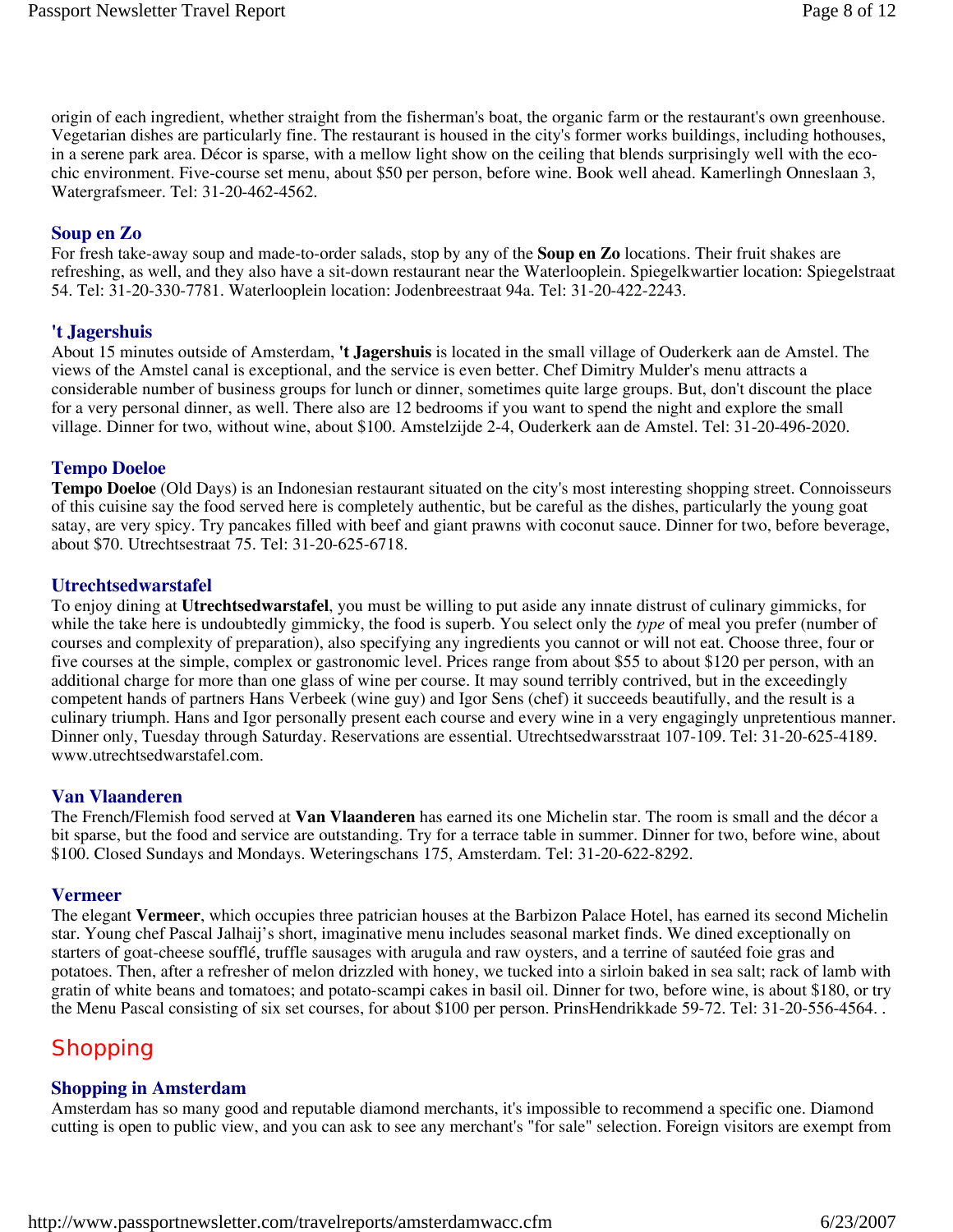origin of each ingredient, whether straight from the fisherman's boat, the organic farm or the restaurant's own greenhouse. Vegetarian dishes are particularly fine. The restaurant is housed in the city's former works buildings, including hothouses, in a serene park area. Décor is sparse, with a mellow light show on the ceiling that blends surprisingly well with the eco-chic environment. Five-course set menu, about $50 per person, before wine. Book well ahead. Kamerlingh Onneslaan 3, Watergrafsmeer. Tel: 31-20-462-4562.

### Soup en Zo

For fresh take-away soup and made-to-order salads, stop by any of the **Soup en Zo** locations. Their fruit shakes are refreshing, as well, and they also have a sit-down restaurant near the Waterlooplein. Spiegelkwartier location: Spiegelstraat 54. Tel: 31-20-330-7781. Waterlooplein location: Jodenbreestraat 94a. Tel: 31-20-422-2243.

### 't Jagershuis

About 15 minutes outside of Amsterdam, **'t Jagershuis** is located in the small village of Ouderkerk aan de Amstel. The views of the Amstel canal is exceptional, and the service is even better. Chef Dimitry Mulder's menu attracts a considerable number of business groups for lunch or dinner, sometimes quite large groups. But, don't discount the place for a very personal dinner, as well. There also are 12 bedrooms if you want to spend the night and explore the small village. Dinner for two, without wine, about $100. Amstelzijde 2-4, Ouderkerk aan de Amstel. Tel: 31-20-496-2020.

### Tempo Doeloe

**Tempo Doeloe** (Old Days) is an Indonesian restaurant situated on the city's most interesting shopping street. Connoisseurs of this cuisine say the food served here is completely authentic, but be careful as the dishes, particularly the young goat satay, are very spicy. Try pancakes filled with beef and giant prawns with coconut sauce. Dinner for two, before beverage, about $70. Utrechtsestraat 75. Tel: 31-20-625-6718.

### Utrechtsedwarstafel

To enjoy dining at **Utrechtsedwarstafel**, you must be willing to put aside any innate distrust of culinary gimmicks, for while the take here is undoubtedly gimmicky, the food is superb. You select only the *type* of meal you prefer (number of courses and complexity of preparation), also specifying any ingredients you cannot or will not eat. Choose three, four or five courses at the simple, complex or gastronomic level. Prices range from about $55 to about $120 per person, with an additional charge for more than one glass of wine per course. It may sound terribly contrived, but in the exceedingly competent hands of partners Hans Verbeek (wine guy) and Igor Sens (chef) it succeeds beautifully, and the result is a culinary triumph. Hans and Igor personally present each course and every wine in a very engagingly unpretentious manner. Dinner only, Tuesday through Saturday. Reservations are essential. Utrechtsedwarsstraat 107-109. Tel: 31-20-625-4189. www.utrechtsedwarstafel.com.

### Van Vlaanderen

The French/Flemish food served at **Van Vlaanderen** has earned its one Michelin star. The room is small and the décor a bit sparse, but the food and service are outstanding. Try for a terrace table in summer. Dinner for two, before wine, about $100. Closed Sundays and Mondays. Weteringschans 175, Amsterdam. Tel: 31-20-622-8292.

### Vermeer

The elegant **Vermeer**, which occupies three patrician houses at the Barbizon Palace Hotel, has earned its second Michelin star. Young chef Pascal Jalhaij's short, imaginative menu includes seasonal market finds. We dined exceptionally on starters of goat-cheese soufflé, truffle sausages with arugula and raw oysters, and a terrine of sautéed foie gras and potatoes. Then, after a refresher of melon drizzled with honey, we tucked into a sirloin baked in sea salt; rack of lamb with gratin of white beans and tomatoes; and potato-scampi cakes in basil oil. Dinner for two, before wine, is about $180, or try the Menu Pascal consisting of six set courses, for about $100 per person. PrinsHendrikkade 59-72. Tel: 31-20-556-4564. .

## Shopping

### Shopping in Amsterdam

Amsterdam has so many good and reputable diamond merchants, it's impossible to recommend a specific one. Diamond cutting is open to public view, and you can ask to see any merchant's "for sale" selection. Foreign visitors are exempt from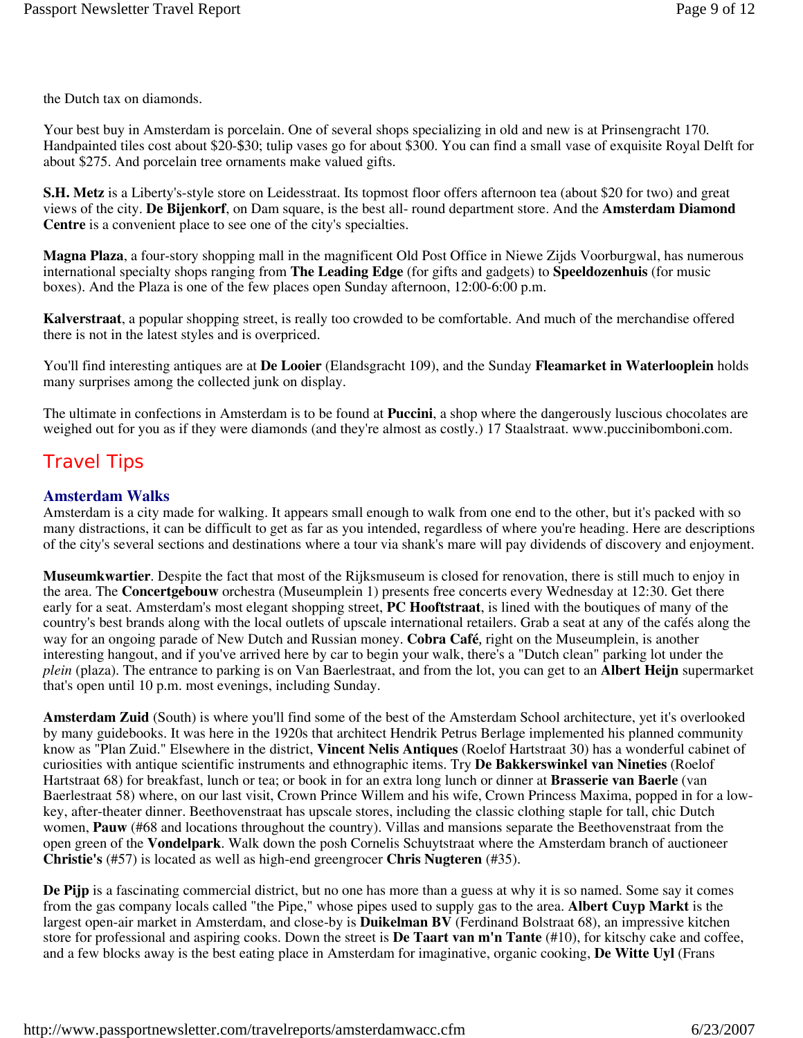the Dutch tax on diamonds.

Your best buy in Amsterdam is porcelain. One of several shops specializing in old and new is at Prinsengracht 170. Handpainted tiles cost about $20-$30; tulip vases go for about $300. You can find a small vase of exquisite Royal Delft for about $275. And porcelain tree ornaments make valued gifts.

**S.H. Metz** is a Liberty's-style store on Leidesstraat. Its topmost floor offers afternoon tea (about $20 for two) and great views of the city. **De Bijenkorf**, on Dam square, is the best all- round department store. And the **Amsterdam Diamond Centre** is a convenient place to see one of the city's specialties.

**Magna Plaza**, a four-story shopping mall in the magnificent Old Post Office in Niewe Zijds Voorburgwal, has numerous international specialty shops ranging from **The Leading Edge** (for gifts and gadgets) to **Speeldozenhuis** (for music boxes). And the Plaza is one of the few places open Sunday afternoon, 12:00-6:00 p.m.

**Kalverstraat**, a popular shopping street, is really too crowded to be comfortable. And much of the merchandise offered there is not in the latest styles and is overpriced.

You'll find interesting antiques are at **De Looier** (Elandsgracht 109), and the Sunday **Fleamarket in Waterlooplein** holds many surprises among the collected junk on display.

The ultimate in confections in Amsterdam is to be found at **Puccini**, a shop where the dangerously luscious chocolates are weighed out for you as if they were diamonds (and they're almost as costly.) 17 Staalstraat. www.puccinibomboni.com.

## Travel Tips

### Amsterdam Walks

Amsterdam is a city made for walking. It appears small enough to walk from one end to the other, but it's packed with so many distractions, it can be difficult to get as far as you intended, regardless of where you're heading. Here are descriptions of the city's several sections and destinations where a tour via shank's mare will pay dividends of discovery and enjoyment.

**Museumkwartier**. Despite the fact that most of the Rijksmuseum is closed for renovation, there is still much to enjoy in the area. The **Concertgebouw** orchestra (Museumplein 1) presents free concerts every Wednesday at 12:30. Get there early for a seat. Amsterdam's most elegant shopping street, **PC Hooftstraat**, is lined with the boutiques of many of the country's best brands along with the local outlets of upscale international retailers. Grab a seat at any of the cafés along the way for an ongoing parade of New Dutch and Russian money. **Cobra Café**, right on the Museumplein, is another interesting hangout, and if you've arrived here by car to begin your walk, there's a "Dutch clean" parking lot under the *plein* (plaza). The entrance to parking is on Van Baerlestraat, and from the lot, you can get to an **Albert Heijn** supermarket that's open until 10 p.m. most evenings, including Sunday.

**Amsterdam Zuid** (South) is where you'll find some of the best of the Amsterdam School architecture, yet it's overlooked by many guidebooks. It was here in the 1920s that architect Hendrik Petrus Berlage implemented his planned community know as "Plan Zuid." Elsewhere in the district, **Vincent Nelis Antiques** (Roelof Hartstraat 30) has a wonderful cabinet of curiosities with antique scientific instruments and ethnographic items. Try **De Bakkerswinkel van Nineties** (Roelof Hartstraat 68) for breakfast, lunch or tea; or book in for an extra long lunch or dinner at **Brasserie van Baerle** (van Baerlestraat 58) where, on our last visit, Crown Prince Willem and his wife, Crown Princess Maxima, popped in for a low-key, after-theater dinner. Beethovenstraat has upscale stores, including the classic clothing staple for tall, chic Dutch women, **Pauw** (#68 and locations throughout the country). Villas and mansions separate the Beethovenstraat from the open green of the **Vondelpark**. Walk down the posh Cornelis Schuytstraat where the Amsterdam branch of auctioneer **Christie's** (#57) is located as well as high-end greengrocer **Chris Nugteren** (#35).

**De Pijp** is a fascinating commercial district, but no one has more than a guess at why it is so named. Some say it comes from the gas company locals called "the Pipe," whose pipes used to supply gas to the area. **Albert Cuyp Markt** is the largest open-air market in Amsterdam, and close-by is **Duikelman BV** (Ferdinand Bolstraat 68), an impressive kitchen store for professional and aspiring cooks. Down the street is **De Taart van m'n Tante** (#10), for kitschy cake and coffee, and a few blocks away is the best eating place in Amsterdam for imaginative, organic cooking, **De Witte Uyl** (Frans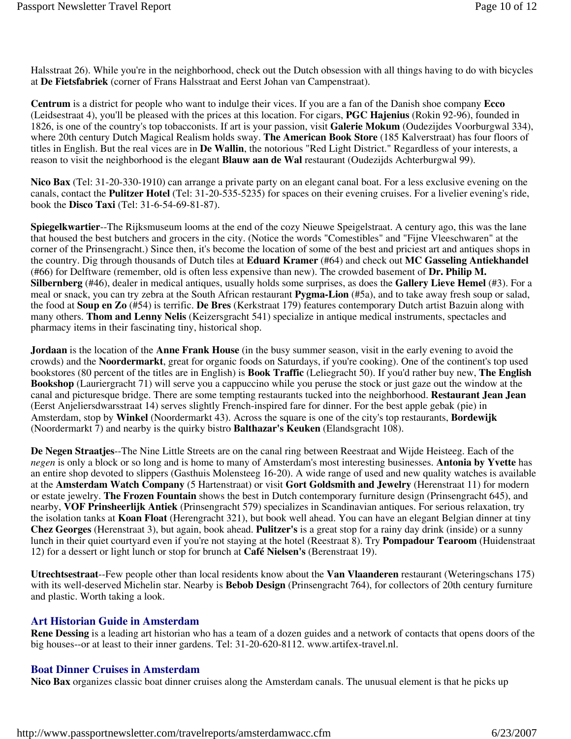Halsstraat 26). While you're in the neighborhood, check out the Dutch obsession with all things having to do with bicycles at **De Fietsfabriek** (corner of Frans Halsstraat and Eerst Johan van Campenstraat).

**Centrum** is a district for people who want to indulge their vices. If you are a fan of the Danish shoe company **Ecco** (Leidsestraat 4), you'll be pleased with the prices at this location. For cigars, **PGC Hajenius** (Rokin 92-96), founded in 1826, is one of the country's top tobacconists. If art is your passion, visit **Galerie Mokum** (Oudezijdes Voorburgwal 334), where 20th century Dutch Magical Realism holds sway. **The American Book Store** (185 Kalverstraat) has four floors of titles in English. But the real vices are in **De Wallin**, the notorious "Red Light District." Regardless of your interests, a reason to visit the neighborhood is the elegant **Blauw aan de Wal** restaurant (Oudezijds Achterburgwal 99).

**Nico Bax** (Tel: 31-20-330-1910) can arrange a private party on an elegant canal boat. For a less exclusive evening on the canals, contact the **Pulitzer Hotel** (Tel: 31-20-535-5235) for spaces on their evening cruises. For a livelier evening's ride, book the **Disco Taxi** (Tel: 31-6-54-69-81-87).

**Spiegelkwartier**--The Rijksmuseum looms at the end of the cozy Nieuwe Speigelstraat. A century ago, this was the lane that housed the best butchers and grocers in the city. (Notice the words "Comestibles" and "Fijne Vleeschwaren" at the corner of the Prinsengracht.) Since then, it's become the location of some of the best and priciest art and antiques shops in the country. Dig through thousands of Dutch tiles at **Eduard Kramer** (#64) and check out **MC Gasseling Antiekhandel** (#66) for Delftware (remember, old is often less expensive than new). The crowded basement of **Dr. Philip M. Silbernberg** (#46), dealer in medical antiques, usually holds some surprises, as does the **Gallery Lieve Hemel** (#3). For a meal or snack, you can try zebra at the South African restaurant **Pygma-Lion** (#5a), and to take away fresh soup or salad, the food at **Soup en Zo** (#54) is terrific. **De Bres** (Kerkstraat 179) features contemporary Dutch artist Bazuin along with many others. **Thom and Lenny Nelis** (Keizersgracht 541) specialize in antique medical instruments, spectacles and pharmacy items in their fascinating tiny, historical shop.

**Jordaan** is the location of the **Anne Frank House** (in the busy summer season, visit in the early evening to avoid the crowds) and the **Noordermarkt**, great for organic foods on Saturdays, if you're cooking). One of the continent's top used bookstores (80 percent of the titles are in English) is **Book Traffic** (Leliegracht 50). If you'd rather buy new, **The English Bookshop** (Lauriergracht 71) will serve you a cappuccino while you peruse the stock or just gaze out the window at the canal and picturesque bridge. There are some tempting restaurants tucked into the neighborhood. **Restaurant Jean Jean** (Eerst Anjeliersdwarsstraat 14) serves slightly French-inspired fare for dinner. For the best apple gebak (pie) in Amsterdam, stop by **Winkel** (Noordermarkt 43). Across the square is one of the city's top restaurants, **Bordewijk** (Noordermarkt 7) and nearby is the quirky bistro **Balthazar's Keuken** (Elandsgracht 108).

**De Negen Straatjes**--The Nine Little Streets are on the canal ring between Reestraat and Wijde Heisteeg. Each of the *negen* is only a block or so long and is home to many of Amsterdam's most interesting businesses. **Antonia by Yvette** has an entire shop devoted to slippers (Gasthuis Molensteeg 16-20). A wide range of used and new quality watches is available at the **Amsterdam Watch Company** (5 Hartenstraat) or visit **Gort Goldsmith and Jewelry** (Herenstraat 11) for modern or estate jewelry. **The Frozen Fountain** shows the best in Dutch contemporary furniture design (Prinsengracht 645), and nearby, **VOF Prinsheerlijk Antiek** (Prinsengracht 579) specializes in Scandinavian antiques. For serious relaxation, try the isolation tanks at **Koan Float** (Herengracht 321), but book well ahead. You can have an elegant Belgian dinner at tiny **Chez Georges** (Herenstraat 3), but again, book ahead. **Pulitzer's** is a great stop for a rainy day drink (inside) or a sunny lunch in their quiet courtyard even if you're not staying at the hotel (Reestraat 8). Try **Pompadour Tearoom** (Huidenstraat 12) for a dessert or light lunch or stop for brunch at **Café Nielsen's** (Berenstraat 19).

**Utrechtsestraat**--Few people other than local residents know about the **Van Vlaanderen** restaurant (Weteringschans 175) with its well-deserved Michelin star. Nearby is **Bebob Design** (Prinsengracht 764), for collectors of 20th century furniture and plastic. Worth taking a look.

## Art Historian Guide in Amsterdam

**Rene Dessing** is a leading art historian who has a team of a dozen guides and a network of contacts that opens doors of the big houses--or at least to their inner gardens. Tel: 31-20-620-8112. www.artifex-travel.nl.

## Boat Dinner Cruises in Amsterdam

**Nico Bax** organizes classic boat dinner cruises along the Amsterdam canals. The unusual element is that he picks up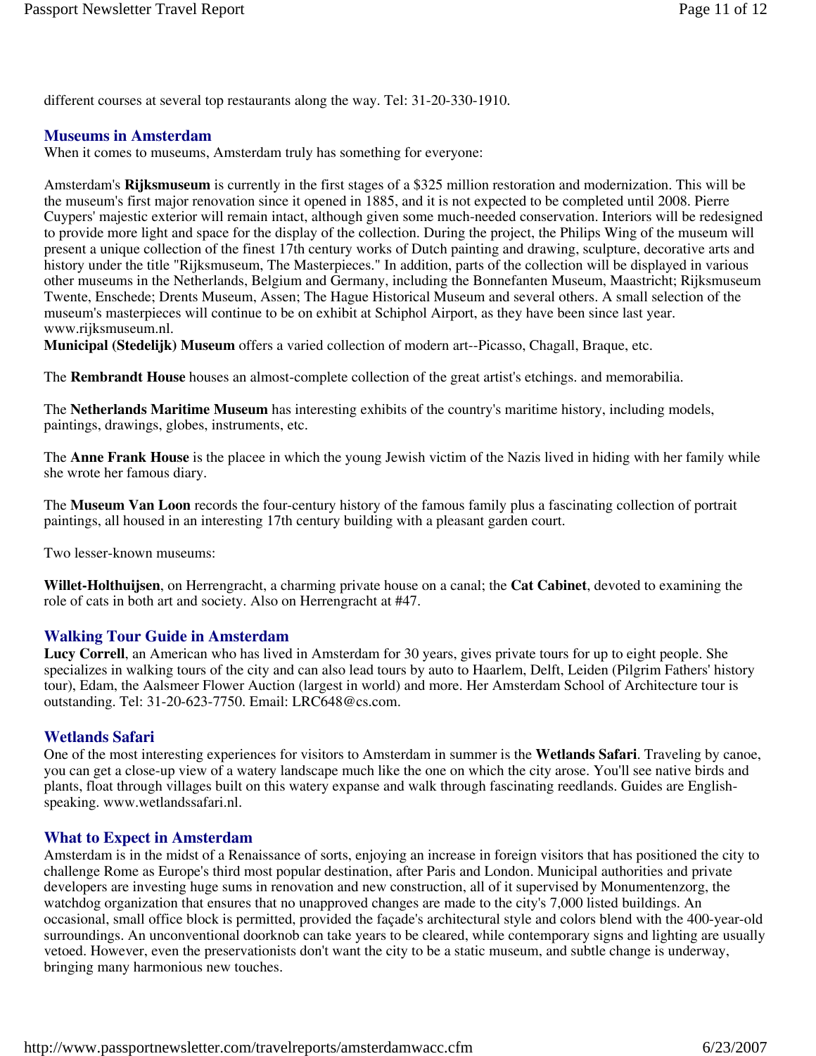different courses at several top restaurants along the way. Tel: 31-20-330-1910.

## Museums in Amsterdam

When it comes to museums, Amsterdam truly has something for everyone:

Amsterdam's **Rijksmuseum** is currently in the first stages of a $325 million restoration and modernization. This will be the museum's first major renovation since it opened in 1885, and it is not expected to be completed until 2008. Pierre Cuypers' majestic exterior will remain intact, although given some much-needed conservation. Interiors will be redesigned to provide more light and space for the display of the collection. During the project, the Philips Wing of the museum will present a unique collection of the finest 17th century works of Dutch painting and drawing, sculpture, decorative arts and history under the title "Rijksmuseum, The Masterpieces." In addition, parts of the collection will be displayed in various other museums in the Netherlands, Belgium and Germany, including the Bonnefanten Museum, Maastricht; Rijksmuseum Twente, Enschede; Drents Museum, Assen; The Hague Historical Museum and several others. A small selection of the museum's masterpieces will continue to be on exhibit at Schiphol Airport, as they have been since last year. www.rijksmuseum.nl.

**Municipal (Stedelijk) Museum** offers a varied collection of modern art--Picasso, Chagall, Braque, etc.

The **Rembrandt House** houses an almost-complete collection of the great artist's etchings. and memorabilia.

The **Netherlands Maritime Museum** has interesting exhibits of the country's maritime history, including models, paintings, drawings, globes, instruments, etc.

The **Anne Frank House** is the placee in which the young Jewish victim of the Nazis lived in hiding with her family while she wrote her famous diary.

The **Museum Van Loon** records the four-century history of the famous family plus a fascinating collection of portrait paintings, all housed in an interesting 17th century building with a pleasant garden court.

Two lesser-known museums:

**Willet-Holthuijsen**, on Herrengracht, a charming private house on a canal; the **Cat Cabinet**, devoted to examining the role of cats in both art and society. Also on Herrengracht at #47.

## Walking Tour Guide in Amsterdam

**Lucy Correll**, an American who has lived in Amsterdam for 30 years, gives private tours for up to eight people. She specializes in walking tours of the city and can also lead tours by auto to Haarlem, Delft, Leiden (Pilgrim Fathers' history tour), Edam, the Aalsmeer Flower Auction (largest in world) and more. Her Amsterdam School of Architecture tour is outstanding. Tel: 31-20-623-7750. Email: LRC648@cs.com.

## Wetlands Safari

One of the most interesting experiences for visitors to Amsterdam in summer is the **Wetlands Safari**. Traveling by canoe, you can get a close-up view of a watery landscape much like the one on which the city arose. You'll see native birds and plants, float through villages built on this watery expanse and walk through fascinating reedlands. Guides are English-speaking. www.wetlandssafari.nl.

## What to Expect in Amsterdam

Amsterdam is in the midst of a Renaissance of sorts, enjoying an increase in foreign visitors that has positioned the city to challenge Rome as Europe's third most popular destination, after Paris and London. Municipal authorities and private developers are investing huge sums in renovation and new construction, all of it supervised by Monumentenzorg, the watchdog organization that ensures that no unapproved changes are made to the city's 7,000 listed buildings. An occasional, small office block is permitted, provided the façade's architectural style and colors blend with the 400-year-old surroundings. An unconventional doorknob can take years to be cleared, while contemporary signs and lighting are usually vetoed. However, even the preservationists don't want the city to be a static museum, and subtle change is underway, bringing many harmonious new touches.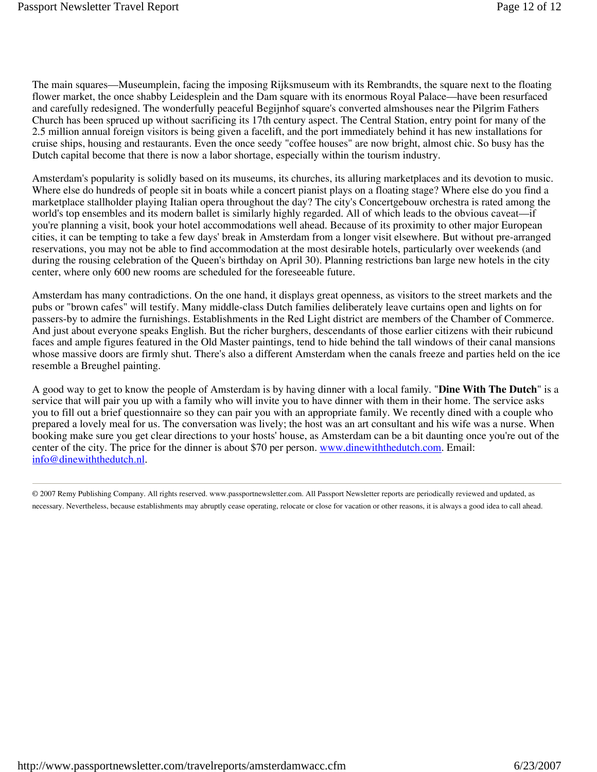The main squares—Museumplein, facing the imposing Rijksmuseum with its Rembrandts, the square next to the floating flower market, the once shabby Leidesplein and the Dam square with its enormous Royal Palace—have been resurfaced and carefully redesigned. The wonderfully peaceful Begijnhof square's converted almshouses near the Pilgrim Fathers Church has been spruced up without sacrificing its 17th century aspect. The Central Station, entry point for many of the 2.5 million annual foreign visitors is being given a facelift, and the port immediately behind it has new installations for cruise ships, housing and restaurants. Even the once seedy "coffee houses" are now bright, almost chic. So busy has the Dutch capital become that there is now a labor shortage, especially within the tourism industry.

Amsterdam's popularity is solidly based on its museums, its churches, its alluring marketplaces and its devotion to music. Where else do hundreds of people sit in boats while a concert pianist plays on a floating stage? Where else do you find a marketplace stallholder playing Italian opera throughout the day? The city's Concertgebouw orchestra is rated among the world's top ensembles and its modern ballet is similarly highly regarded. All of which leads to the obvious caveat—if you're planning a visit, book your hotel accommodations well ahead. Because of its proximity to other major European cities, it can be tempting to take a few days' break in Amsterdam from a longer visit elsewhere. But without pre-arranged reservations, you may not be able to find accommodation at the most desirable hotels, particularly over weekends (and during the rousing celebration of the Queen's birthday on April 30). Planning restrictions ban large new hotels in the city center, where only 600 new rooms are scheduled for the foreseeable future.

Amsterdam has many contradictions. On the one hand, it displays great openness, as visitors to the street markets and the pubs or "brown cafes" will testify. Many middle-class Dutch families deliberately leave curtains open and lights on for passers-by to admire the furnishings. Establishments in the Red Light district are members of the Chamber of Commerce. And just about everyone speaks English. But the richer burghers, descendants of those earlier citizens with their rubicund faces and ample figures featured in the Old Master paintings, tend to hide behind the tall windows of their canal mansions whose massive doors are firmly shut. There's also a different Amsterdam when the canals freeze and parties held on the ice resemble a Breughel painting.

A good way to get to know the people of Amsterdam is by having dinner with a local family. "**Dine With The Dutch**" is a service that will pair you up with a family who will invite you to have dinner with them in their home. The service asks you to fill out a brief questionnaire so they can pair you with an appropriate family. We recently dined with a couple who prepared a lovely meal for us. The conversation was lively; the host was an art consultant and his wife was a nurse. When booking make sure you get clear directions to your hosts' house, as Amsterdam can be a bit daunting once you're out of the center of the city. The price for the dinner is about $70 per person. www.dinewiththedutch.com. Email: info@dinewiththedutch.nl.

---

© 2007 Remy Publishing Company. All rights reserved. www.passportnewsletter.com. All Passport Newsletter reports are periodically reviewed and updated, as necessary. Nevertheless, because establishments may abruptly cease operating, relocate or close for vacation or other reasons, it is always a good idea to call ahead.